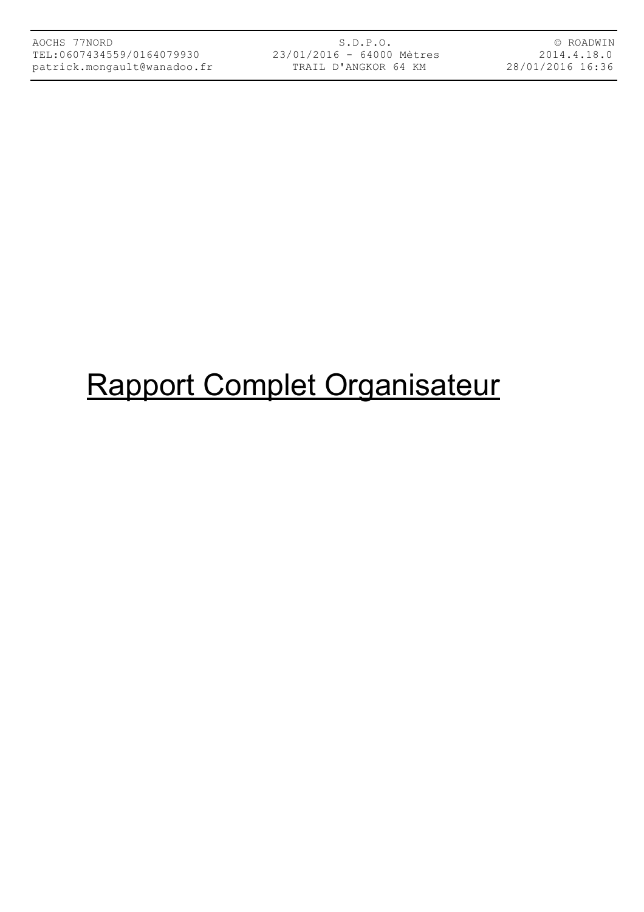# Rapport Complet Organisateur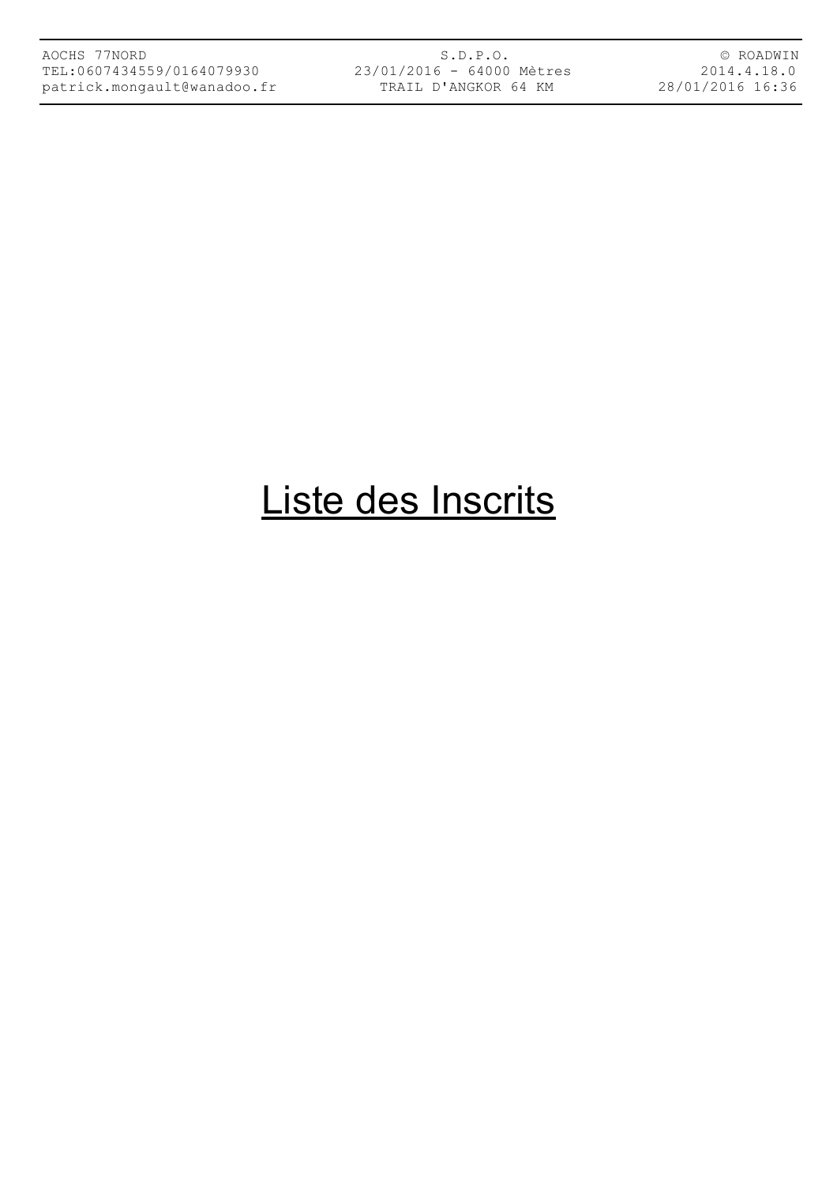# Liste des Inscrits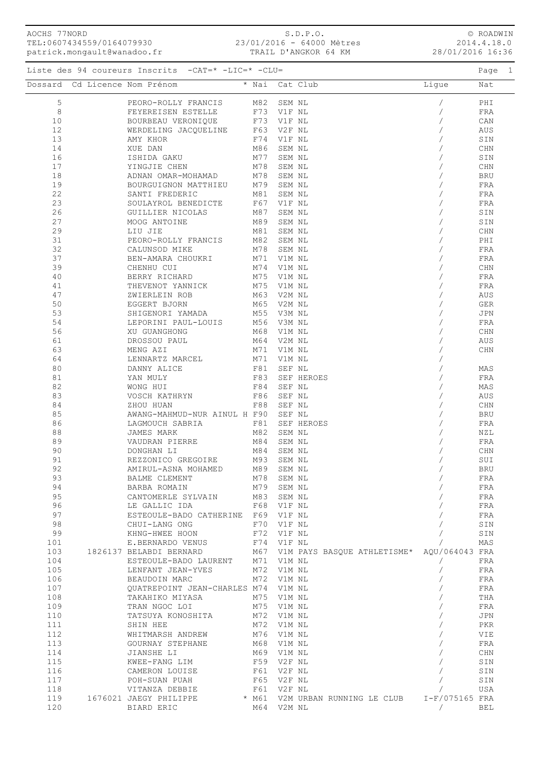AOCHS 77NORD
TEL:0607434559/0164079930
patrick.mongault@wanadoo.fr

S.D.P.O.
23/01/2016 - 64000 Mètres
TRAIL D'ANGKOR 64 KM

© ROADWIN
2014.4.18.0
28/01/2016 16:36

Liste des 94 coureurs Inscrits -CAT=* -LIC=* -CLU=

| Dossard | Cd Licence | Nom Prénom | * | Nai | Cat | Club | Ligue | Nat |
|---|---|---|---|---|---|---|---|---|
| 5 | | PEORO-ROLLY FRANCIS | | M82 | SEM | NL | / | PHI |
| 8 | | FEYEREISEN ESTELLE | | F73 | V1F | NL | / | FRA |
| 10 | | BOURBEAU VERONIQUE | | F73 | V1F | NL | / | CAN |
| 12 | | WERDELING JACQUELINE | | F63 | V2F | NL | / | AUS |
| 13 | | AMY KHOR | | F74 | V1F | NL | / | SIN |
| 14 | | XUE DAN | | M86 | SEM | NL | / | CHN |
| 16 | | ISHIDA GAKU | | M77 | SEM | NL | / | SIN |
| 17 | | YINGJIE CHEN | | M78 | SEM | NL | / | CHN |
| 18 | | ADNAN OMAR-MOHAMAD | | M78 | SEM | NL | / | BRU |
| 19 | | BOURGUIGNON MATTHIEU | | M79 | SEM | NL | / | FRA |
| 22 | | SANTI FREDERIC | | M81 | SEM | NL | / | FRA |
| 23 | | SOULAYROL BENEDICTE | | F67 | V1F | NL | / | FRA |
| 26 | | GUILLIER NICOLAS | | M87 | SEM | NL | / | SIN |
| 27 | | MOOG ANTOINE | | M89 | SEM | NL | / | SIN |
| 29 | | LIU JIE | | M81 | SEM | NL | / | CHN |
| 31 | | PEORO-ROLLY FRANCIS | | M82 | SEM | NL | / | PHI |
| 32 | | CALUNSOD MIKE | | M78 | SEM | NL | / | FRA |
| 37 | | BEN-AMARA CHOUKRI | | M71 | V1M | NL | / | FRA |
| 39 | | CHENHU CUI | | M74 | V1M | NL | / | CHN |
| 40 | | BERRY RICHARD | | M75 | V1M | NL | / | FRA |
| 41 | | THEVENOT YANNICK | | M75 | V1M | NL | / | FRA |
| 47 | | ZWIERLEIN ROB | | M63 | V2M | NL | / | AUS |
| 50 | | EGGERT BJORN | | M65 | V2M | NL | / | GER |
| 53 | | SHIGENORI YAMADA | | M55 | V3M | NL | / | JPN |
| 54 | | LEPORINI PAUL-LOUIS | | M56 | V3M | NL | / | FRA |
| 56 | | XU GUANGHONG | | M68 | V1M | NL | / | CHN |
| 61 | | DROSSOU PAUL | | M64 | V2M | NL | / | AUS |
| 63 | | MENG AZI | | M71 | V1M | NL | / | CHN |
| 64 | | LENNARTZ MARCEL | | M71 | V1M | NL | / | |
| 80 | | DANNY ALICE | | F81 | SEF | NL | / | MAS |
| 81 | | YAN MULY | | F83 | SEF | HEROES | / | FRA |
| 82 | | WONG HUI | | F84 | SEF | NL | / | MAS |
| 83 | | VOSCH KATHRYN | | F86 | SEF | NL | / | AUS |
| 84 | | ZHOU HUAN | | F88 | SEF | NL | / | CHN |
| 85 | | AWANG-MAHMUD-NUR AINUL H | | F90 | SEF | NL | / | BRU |
| 86 | | LAGMOUCH SABRIA | | F81 | SEF | HEROES | / | FRA |
| 88 | | JAMES MARK | | M82 | SEM | NL | / | NZL |
| 89 | | VAUDRAN PIERRE | | M84 | SEM | NL | / | FRA |
| 90 | | DONGHAN LI | | M84 | SEM | NL | / | CHN |
| 91 | | REZZONICO GREGOIRE | | M93 | SEM | NL | / | SUI |
| 92 | | AMIRUL-ASNA MOHAMED | | M89 | SEM | NL | / | BRU |
| 93 | | BALME CLEMENT | | M78 | SEM | NL | / | FRA |
| 94 | | BARBA ROMAIN | | M79 | SEM | NL | / | FRA |
| 95 | | CANTOMERLE SYLVAIN | | M83 | SEM | NL | / | FRA |
| 96 | | LE GALLIC IDA | | F68 | V1F | NL | / | FRA |
| 97 | | ESTEOULE-BADO CATHERINE | | F69 | V1F | NL | / | FRA |
| 98 | | CHUI-LANG ONG | | F70 | V1F | NL | / | SIN |
| 99 | | KHNG-HWEE HOON | | F72 | V1F | NL | / | SIN |
| 101 | | E.BERNARDO VENUS | | F74 | V1F | NL | / | MAS |
| 103 | 1826137 | BELABDI BERNARD | | M67 | V1M | PAYS BASQUE ATHLETISME* | AQU/064043 | FRA |
| 104 | | ESTEOULE-BADO LAURENT | | M71 | V1M | NL | / | FRA |
| 105 | | LENFANT JEAN-YVES | | M72 | V1M | NL | / | FRA |
| 106 | | BEAUDOIN MARC | | M72 | V1M | NL | / | FRA |
| 107 | | QUATREPOINT JEAN-CHARLES | | M74 | V1M | NL | / | FRA |
| 108 | | TAKAHIKO MIYASA | | M75 | V1M | NL | / | THA |
| 109 | | TRAN NGOC LOI | | M75 | V1M | NL | / | FRA |
| 110 | | TATSUYA KONOSHITA | | M72 | V1M | NL | / | JPN |
| 111 | | SHIN HEE | | M72 | V1M | NL | / | PKR |
| 112 | | WHITMARSH ANDREW | | M76 | V1M | NL | / | VIE |
| 113 | | GOURNAY STEPHANE | | M68 | V1M | NL | / | FRA |
| 114 | | JIANSHE LI | | M69 | V1M | NL | / | CHN |
| 115 | | KWEE-FANG LIM | | F59 | V2F | NL | / | SIN |
| 116 | | CAMERON LOUISE | | F61 | V2F | NL | / | SIN |
| 117 | | POH-SUAN PUAH | | F65 | V2F | NL | / | SIN |
| 118 | | VITANZA DEBBIE | | F61 | V2F | NL | / | USA |
| 119 | 1676021 | JAEGY PHILIPPE | * | M61 | V2M | URBAN RUNNING LE CLUB | I-F/075165 | FRA |
| 120 | | BIARD ERIC | | M64 | V2M | NL | / | BEL |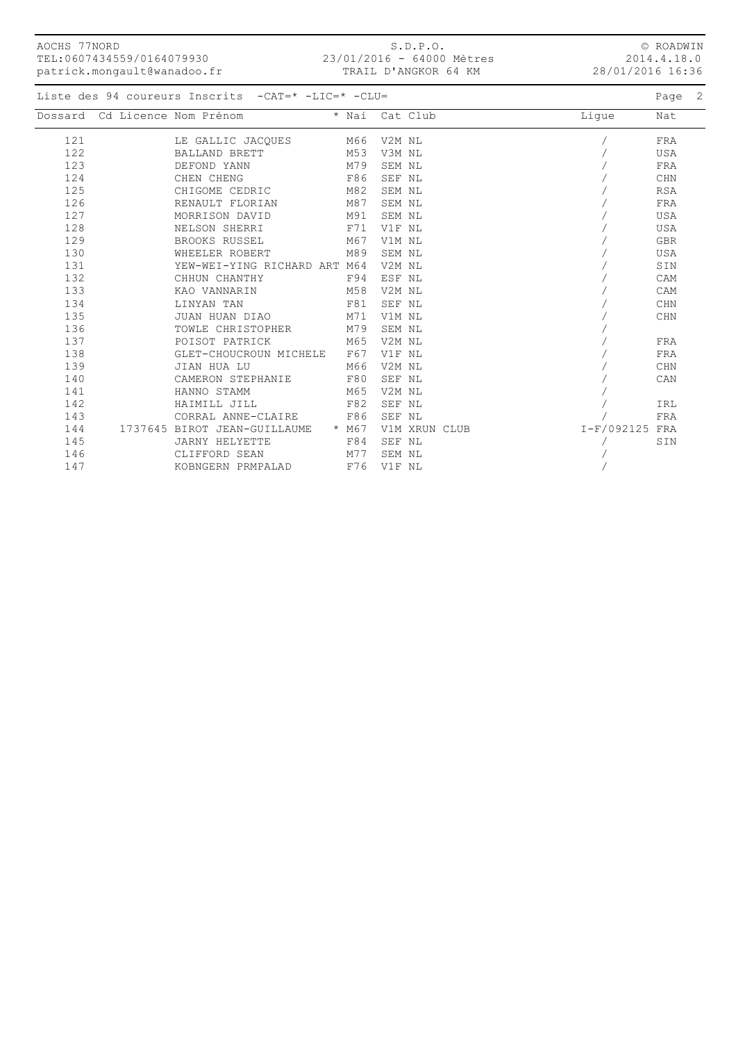AOCHS 77NORD
TEL:0607434559/0164079930
patrick.mongault@wanadoo.fr

S.D.P.O.
23/01/2016 - 64000 Mètres
TRAIL D'ANGKOR 64 KM

© ROADWIN
2014.4.18.0
28/01/2016 16:36

Liste des 94 coureurs Inscrits -CAT=* -LIC=* -CLU=

| Dossard | Cd Licence | Nom Prénom | * | Nai | Cat | Club | Ligue | Nat |
|---|---|---|---|---|---|---|---|---|
| 121 | | LE GALLIC JACQUES | | M66 | V2M | NL | / | FRA |
| 122 | | BALLAND BRETT | | M53 | V3M | NL | / | USA |
| 123 | | DEFOND YANN | | M79 | SEM | NL | / | FRA |
| 124 | | CHEN CHENG | | F86 | SEF | NL | / | CHN |
| 125 | | CHIGOME CEDRIC | | M82 | SEM | NL | / | RSA |
| 126 | | RENAULT FLORIAN | | M87 | SEM | NL | / | FRA |
| 127 | | MORRISON DAVID | | M91 | SEM | NL | / | USA |
| 128 | | NELSON SHERRI | | F71 | V1F | NL | / | USA |
| 129 | | BROOKS RUSSEL | | M67 | V1M | NL | / | GBR |
| 130 | | WHEELER ROBERT | | M89 | SEM | NL | / | USA |
| 131 | | YEW-WEI-YING RICHARD ART | | M64 | V2M | NL | / | SIN |
| 132 | | CHHUN CHANTHY | | F94 | ESF | NL | / | CAM |
| 133 | | KAO VANNARIN | | M58 | V2M | NL | / | CAM |
| 134 | | LINYAN TAN | | F81 | SEF | NL | / | CHN |
| 135 | | JUAN HUAN DIAO | | M71 | V1M | NL | / | CHN |
| 136 | | TOWLE CHRISTOPHER | | M79 | SEM | NL | / | |
| 137 | | POISOT PATRICK | | M65 | V2M | NL | / | FRA |
| 138 | | GLET-CHOUCROUN MICHELE | | F67 | V1F | NL | / | FRA |
| 139 | | JIAN HUA LU | | M66 | V2M | NL | / | CHN |
| 140 | | CAMERON STEPHANIE | | F80 | SEF | NL | / | CAN |
| 141 | | HANNO STAMM | | M65 | V2M | NL | / | |
| 142 | | HAIMILL JILL | | F82 | SEF | NL | / | IRL |
| 143 | | CORRAL ANNE-CLAIRE | | F86 | SEF | NL | / | FRA |
| 144 | 1737645 | BIROT JEAN-GUILLAUME | * | M67 | V1M | XRUN CLUB | I-F/092125 | FRA |
| 145 | | JARNY HELYETTE | | F84 | SEF | NL | / | SIN |
| 146 | | CLIFFORD SEAN | | M77 | SEM | NL | / | |
| 147 | | KOBNGERN PRMPALAD | | F76 | V1F | NL | / | |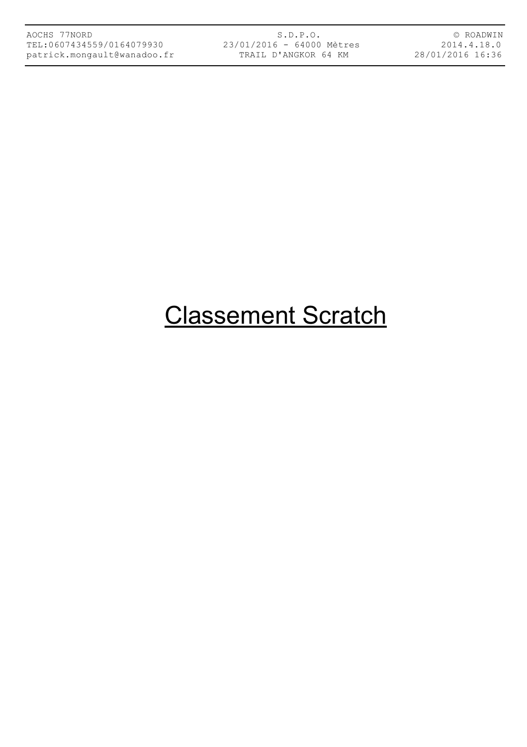# Classement Scratch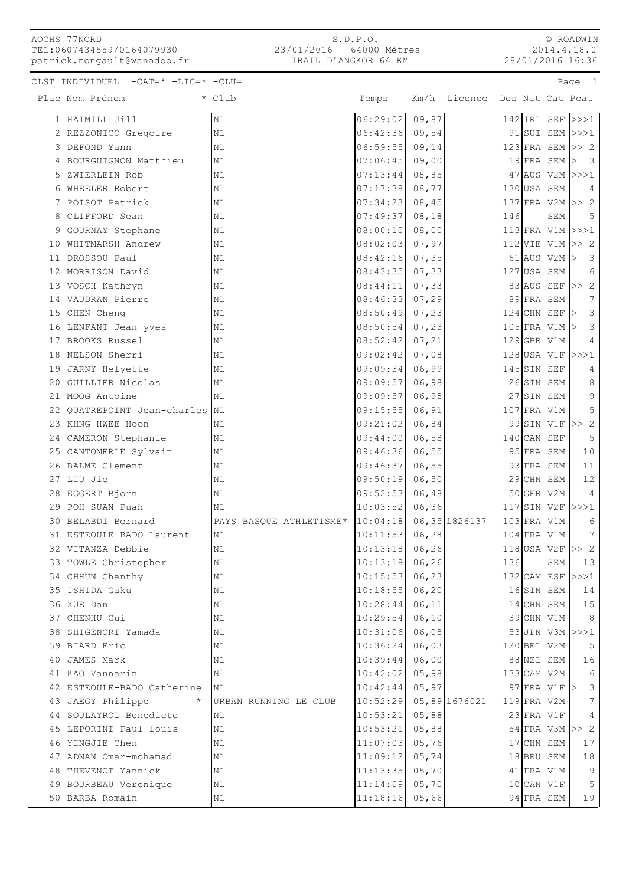AOCHS 77NORD
TEL:0607434559/0164079930
patrick.mongault@wanadoo.fr

S.D.P.O.
23/01/2016 - 64000 Mètres
TRAIL D'ANGKOR 64 KM

© ROADWIN
2014.4.18.0
28/01/2016 16:36

CLST INDIVIDUEL -CAT=* -LIC=* -CLU=

| Plac | Nom Prénom | * | Club | Temps | Km/h | Licence | Dos | Nat | Cat | Pcat |
|---|---|---|---|---|---|---|---|---|---|---|
| 1 | HAIMILL Jill | | NL | 06:29:02 | 09,87 | | 142 | IRL | SEF | >>>1 |
| 2 | REZZONICO Gregoire | | NL | 06:42:36 | 09,54 | | 91 | SUI | SEM | >>>1 |
| 3 | DEFOND Yann | | NL | 06:59:55 | 09,14 | | 123 | FRA | SEM | >> 2 |
| 4 | BOURGUIGNON Matthieu | | NL | 07:06:45 | 09,00 | | 19 | FRA | SEM | > 3 |
| 5 | ZWIERLEIN Rob | | NL | 07:13:44 | 08,85 | | 47 | AUS | V2M | >>>1 |
| 6 | WHEELER Robert | | NL | 07:17:38 | 08,77 | | 130 | USA | SEM | 4 |
| 7 | POISOT Patrick | | NL | 07:34:23 | 08,45 | | 137 | FRA | V2M | >> 2 |
| 8 | CLIFFORD Sean | | NL | 07:49:37 | 08,18 | | 146 | | SEM | 5 |
| 9 | GOURNAY Stephane | | NL | 08:00:10 | 08,00 | | 113 | FRA | V1M | >>>1 |
| 10 | WHITMARSH Andrew | | NL | 08:02:03 | 07,97 | | 112 | VIE | V1M | >> 2 |
| 11 | DROSSOU Paul | | NL | 08:42:16 | 07,35 | | 61 | AUS | V2M | > 3 |
| 12 | MORRISON David | | NL | 08:43:35 | 07,33 | | 127 | USA | SEM | 6 |
| 13 | VOSCH Kathryn | | NL | 08:44:11 | 07,33 | | 83 | AUS | SEF | >> 2 |
| 14 | VAUDRAN Pierre | | NL | 08:46:33 | 07,29 | | 89 | FRA | SEM | 7 |
| 15 | CHEN Cheng | | NL | 08:50:49 | 07,23 | | 124 | CHN | SEF | > 3 |
| 16 | LENFANT Jean-yves | | NL | 08:50:54 | 07,23 | | 105 | FRA | V1M | > 3 |
| 17 | BROOKS Russel | | NL | 08:52:42 | 07,21 | | 129 | GBR | V1M | 4 |
| 18 | NELSON Sherri | | NL | 09:02:42 | 07,08 | | 128 | USA | V1F | >>>1 |
| 19 | JARNY Helyette | | NL | 09:09:34 | 06,99 | | 145 | SIN | SEF | 4 |
| 20 | GUILLIER Nicolas | | NL | 09:09:57 | 06,98 | | 26 | SIN | SEM | 8 |
| 21 | MOOG Antoine | | NL | 09:09:57 | 06,98 | | 27 | SIN | SEM | 9 |
| 22 | QUATREPOINT Jean-charles | | NL | 09:15:55 | 06,91 | | 107 | FRA | V1M | 5 |
| 23 | KHNG-HWEE Hoon | | NL | 09:21:02 | 06,84 | | 99 | SIN | V1F | >> 2 |
| 24 | CAMERON Stephanie | | NL | 09:44:00 | 06,58 | | 140 | CAN | SEF | 5 |
| 25 | CANTOMERLE Sylvain | | NL | 09:46:36 | 06,55 | | 95 | FRA | SEM | 10 |
| 26 | BALME Clement | | NL | 09:46:37 | 06,55 | | 93 | FRA | SEM | 11 |
| 27 | LIU Jie | | NL | 09:50:19 | 06,50 | | 29 | CHN | SEM | 12 |
| 28 | EGGERT Bjorn | | NL | 09:52:53 | 06,48 | | 50 | GER | V2M | 4 |
| 29 | POH-SUAN Puah | | NL | 10:03:52 | 06,36 | | 117 | SIN | V2F | >>>1 |
| 30 | BELABDI Bernard | | PAYS BASQUE ATHLETISME* | 10:04:18 | 06,35 | 1826137 | 103 | FRA | V1M | 6 |
| 31 | ESTEOULE-BADO Laurent | | NL | 10:11:53 | 06,28 | | 104 | FRA | V1M | 7 |
| 32 | VITANZA Debbie | | NL | 10:13:18 | 06,26 | | 118 | USA | V2F | >> 2 |
| 33 | TOWLE Christopher | | NL | 10:13:18 | 06,26 | | 136 | | SEM | 13 |
| 34 | CHHUN Chanthy | | NL | 10:15:53 | 06,23 | | 132 | CAM | ESF | >>>1 |
| 35 | ISHIDA Gaku | | NL | 10:18:55 | 06,20 | | 16 | SIN | SEM | 14 |
| 36 | XUE Dan | | NL | 10:28:44 | 06,11 | | 14 | CHN | SEM | 15 |
| 37 | CHENHU Cui | | NL | 10:29:54 | 06,10 | | 39 | CHN | V1M | 8 |
| 38 | SHIGENORI Yamada | | NL | 10:31:06 | 06,08 | | 53 | JPN | V3M | >>>1 |
| 39 | BIARD Eric | | NL | 10:36:24 | 06,03 | | 120 | BEL | V2M | 5 |
| 40 | JAMES Mark | | NL | 10:39:44 | 06,00 | | 88 | NZL | SEM | 16 |
| 41 | KAO Vannarin | | NL | 10:42:02 | 05,98 | | 133 | CAM | V2M | 6 |
| 42 | ESTEOULE-BADO Catherine | | NL | 10:42:44 | 05,97 | | 97 | FRA | V1F | > 3 |
| 43 | JAEGY Philippe | * | URBAN RUNNING LE CLUB | 10:52:29 | 05,89 | 1676021 | 119 | FRA | V2M | 7 |
| 44 | SOULAYROL Benedicte | | NL | 10:53:21 | 05,88 | | 23 | FRA | V1F | 4 |
| 45 | LEPORINI Paul-louis | | NL | 10:53:21 | 05,88 | | 54 | FRA | V3M | >> 2 |
| 46 | YINGJIE Chen | | NL | 11:07:03 | 05,76 | | 17 | CHN | SEM | 17 |
| 47 | ADNAN Omar-mohamad | | NL | 11:09:12 | 05,74 | | 18 | BRU | SEM | 18 |
| 48 | THEVENOT Yannick | | NL | 11:13:35 | 05,70 | | 41 | FRA | V1M | 9 |
| 49 | BOURBEAU Veronique | | NL | 11:14:09 | 05,70 | | 10 | CAN | V1F | 5 |
| 50 | BARBA Romain | | NL | 11:18:16 | 05,66 | | 94 | FRA | SEM | 19 |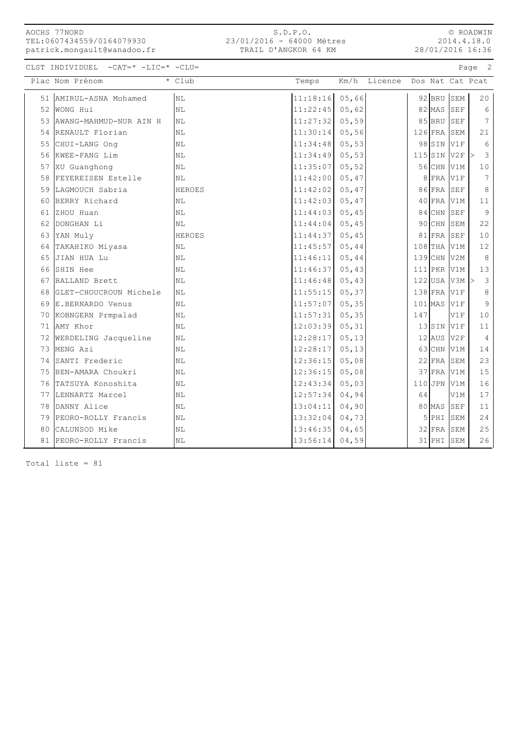AOCHS 77NORD
TEL:0607434559/0164079930
patrick.mongault@wanadoo.fr

S.D.P.O.
23/01/2016 - 64000 Mètres
TRAIL D'ANGKOR 64 KM

© ROADWIN
2014.4.18.0
28/01/2016 16:36

CLST INDIVIDUEL -CAT=* -LIC=* -CLU=

| Plac | Nom Prénom | * Club | Temps | Km/h | Licence | Dos | Nat | Cat | Pcat |
|---|---|---|---|---|---|---|---|---|---|
| 51 | AMIRUL-ASNA Mohamed | NL | 11:18:16 | 05,66 | | 92 | BRU | SEM | 20 |
| 52 | WONG Hui | NL | 11:22:45 | 05,62 | | 82 | MAS | SEF | 6 |
| 53 | AWANG-MAHMUD-NUR AIN H | NL | 11:27:32 | 05,59 | | 85 | BRU | SEF | 7 |
| 54 | RENAULT Florian | NL | 11:30:14 | 05,56 | | 126 | FRA | SEM | 21 |
| 55 | CHUI-LANG Ong | NL | 11:34:48 | 05,53 | | 98 | SIN | V1F | 6 |
| 56 | KWEE-FANG Lim | NL | 11:34:49 | 05,53 | | 115 | SIN | V2F | > 3 |
| 57 | XU Guanghong | NL | 11:35:07 | 05,52 | | 56 | CHN | V1M | 10 |
| 58 | FEYEREISEN Estelle | NL | 11:42:00 | 05,47 | | 8 | FRA | V1F | 7 |
| 59 | LAGMOUCH Sabria | HEROES | 11:42:02 | 05,47 | | 86 | FRA | SEF | 8 |
| 60 | BERRY Richard | NL | 11:42:03 | 05,47 | | 40 | FRA | V1M | 11 |
| 61 | ZHOU Huan | NL | 11:44:03 | 05,45 | | 84 | CHN | SEF | 9 |
| 62 | DONGHAN Li | NL | 11:44:04 | 05,45 | | 90 | CHN | SEM | 22 |
| 63 | YAN Muly | HEROES | 11:44:37 | 05,45 | | 81 | FRA | SEF | 10 |
| 64 | TAKAHIKO Miyasa | NL | 11:45:57 | 05,44 | | 108 | THA | V1M | 12 |
| 65 | JIAN HUA Lu | NL | 11:46:11 | 05,44 | | 139 | CHN | V2M | 8 |
| 66 | SHIN Hee | NL | 11:46:37 | 05,43 | | 111 | PKR | V1M | 13 |
| 67 | BALLAND Brett | NL | 11:46:48 | 05,43 | | 122 | USA | V3M | > 3 |
| 68 | GLET-CHOUCROUN Michele | NL | 11:55:15 | 05,37 | | 138 | FRA | V1F | 8 |
| 69 | E.BERNARDO Venus | NL | 11:57:07 | 05,35 | | 101 | MAS | V1F | 9 |
| 70 | KOBNGERN Prmpalad | NL | 11:57:31 | 05,35 | | 147 | | V1F | 10 |
| 71 | AMY Khor | NL | 12:03:39 | 05,31 | | 13 | SIN | V1F | 11 |
| 72 | WERDELING Jacqueline | NL | 12:28:17 | 05,13 | | 12 | AUS | V2F | 4 |
| 73 | MENG Azi | NL | 12:28:17 | 05,13 | | 63 | CHN | V1M | 14 |
| 74 | SANTI Frederic | NL | 12:36:15 | 05,08 | | 22 | FRA | SEM | 23 |
| 75 | BEN-AMARA Choukri | NL | 12:36:15 | 05,08 | | 37 | FRA | V1M | 15 |
| 76 | TATSUYA Konoshita | NL | 12:43:34 | 05,03 | | 110 | JPN | V1M | 16 |
| 77 | LENNARTZ Marcel | NL | 12:57:34 | 04,94 | | 64 | | V1M | 17 |
| 78 | DANNY Alice | NL | 13:04:11 | 04,90 | | 80 | MAS | SEF | 11 |
| 79 | PEORO-ROLLY Francis | NL | 13:32:04 | 04,73 | | 5 | PHI | SEM | 24 |
| 80 | CALUNSOD Mike | NL | 13:46:35 | 04,65 | | 32 | FRA | SEM | 25 |
| 81 | PEORO-ROLLY Francis | NL | 13:56:14 | 04,59 | | 31 | PHI | SEM | 26 |

Total liste = 81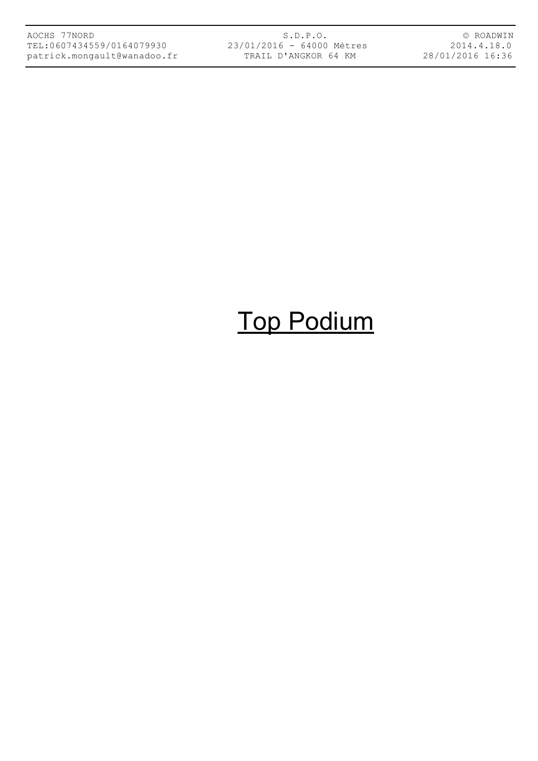# Top Podium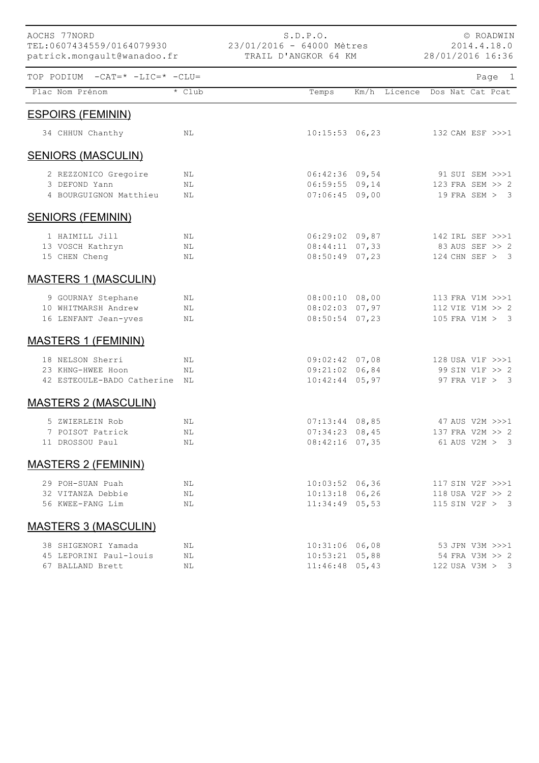AOCHS 77NORD
TEL:0607434559/0164079930
patrick.mongault@wanadoo.fr

S.D.P.O.
23/01/2016 - 64000 Mètres
TRAIL D'ANGKOR 64 KM

© ROADWIN
2014.4.18.0
28/01/2016 16:36

TOP PODIUM -CAT=* -LIC=* -CLU=

| Plac | Nom Prénom | * Club | Temps | Km/h | Licence | Dos | Nat | Cat | Pcat |
|---|---|---|---|---|---|---|---|---|---|

## ESPOIRS (FEMININ)

| Plac | Nom Prénom | * Club | Temps | Km/h | Licence | Dos | Nat | Cat | Pcat |
|---|---|---|---|---|---|---|---|---|---|
| 34 | CHHUN Chanthy | NL | 10:15:53 | 06,23 | | 132 | CAM | ESF | >>>1 |

## SENIORS (MASCULIN)

| Plac | Nom Prénom | * Club | Temps | Km/h | Licence | Dos | Nat | Cat | Pcat |
|---|---|---|---|---|---|---|---|---|---|
| 2 | REZZONICO Gregoire | NL | 06:42:36 | 09,54 | | 91 | SUI | SEM | >>>1 |
| 3 | DEFOND Yann | NL | 06:59:55 | 09,14 | | 123 | FRA | SEM | >> 2 |
| 4 | BOURGUIGNON Matthieu | NL | 07:06:45 | 09,00 | | 19 | FRA | SEM | > 3 |

## SENIORS (FEMININ)

| Plac | Nom Prénom | * Club | Temps | Km/h | Licence | Dos | Nat | Cat | Pcat |
|---|---|---|---|---|---|---|---|---|---|
| 1 | HAIMILL Jill | NL | 06:29:02 | 09,87 | | 142 | IRL | SEF | >>>1 |
| 13 | VOSCH Kathryn | NL | 08:44:11 | 07,33 | | 83 | AUS | SEF | >> 2 |
| 15 | CHEN Cheng | NL | 08:50:49 | 07,23 | | 124 | CHN | SEF | > 3 |

## MASTERS 1 (MASCULIN)

| Plac | Nom Prénom | * Club | Temps | Km/h | Licence | Dos | Nat | Cat | Pcat |
|---|---|---|---|---|---|---|---|---|---|
| 9 | GOURNAY Stephane | NL | 08:00:10 | 08,00 | | 113 | FRA | V1M | >>>1 |
| 10 | WHITMARSH Andrew | NL | 08:02:03 | 07,97 | | 112 | VIE | V1M | >> 2 |
| 16 | LENFANT Jean-yves | NL | 08:50:54 | 07,23 | | 105 | FRA | V1M | > 3 |

## MASTERS 1 (FEMININ)

| Plac | Nom Prénom | * Club | Temps | Km/h | Licence | Dos | Nat | Cat | Pcat |
|---|---|---|---|---|---|---|---|---|---|
| 18 | NELSON Sherri | NL | 09:02:42 | 07,08 | | 128 | USA | V1F | >>>1 |
| 23 | KHNG-HWEE Hoon | NL | 09:21:02 | 06,84 | | 99 | SIN | V1F | >> 2 |
| 42 | ESTEOULE-BADO Catherine | NL | 10:42:44 | 05,97 | | 97 | FRA | V1F | > 3 |

## MASTERS 2 (MASCULIN)

| Plac | Nom Prénom | * Club | Temps | Km/h | Licence | Dos | Nat | Cat | Pcat |
|---|---|---|---|---|---|---|---|---|---|
| 5 | ZWIERLEIN Rob | NL | 07:13:44 | 08,85 | | 47 | AUS | V2M | >>>1 |
| 7 | POISOT Patrick | NL | 07:34:23 | 08,45 | | 137 | FRA | V2M | >> 2 |
| 11 | DROSSOU Paul | NL | 08:42:16 | 07,35 | | 61 | AUS | V2M | > 3 |

## MASTERS 2 (FEMININ)

| Plac | Nom Prénom | * Club | Temps | Km/h | Licence | Dos | Nat | Cat | Pcat |
|---|---|---|---|---|---|---|---|---|---|
| 29 | POH-SUAN Puah | NL | 10:03:52 | 06,36 | | 117 | SIN | V2F | >>>1 |
| 32 | VITANZA Debbie | NL | 10:13:18 | 06,26 | | 118 | USA | V2F | >> 2 |
| 56 | KWEE-FANG Lim | NL | 11:34:49 | 05,53 | | 115 | SIN | V2F | > 3 |

## MASTERS 3 (MASCULIN)

| Plac | Nom Prénom | * Club | Temps | Km/h | Licence | Dos | Nat | Cat | Pcat |
|---|---|---|---|---|---|---|---|---|---|
| 38 | SHIGENORI Yamada | NL | 10:31:06 | 06,08 | | 53 | JPN | V3M | >>>1 |
| 45 | LEPORINI Paul-louis | NL | 10:53:21 | 05,88 | | 54 | FRA | V3M | >> 2 |
| 67 | BALLAND Brett | NL | 11:46:48 | 05,43 | | 122 | USA | V3M | > 3 |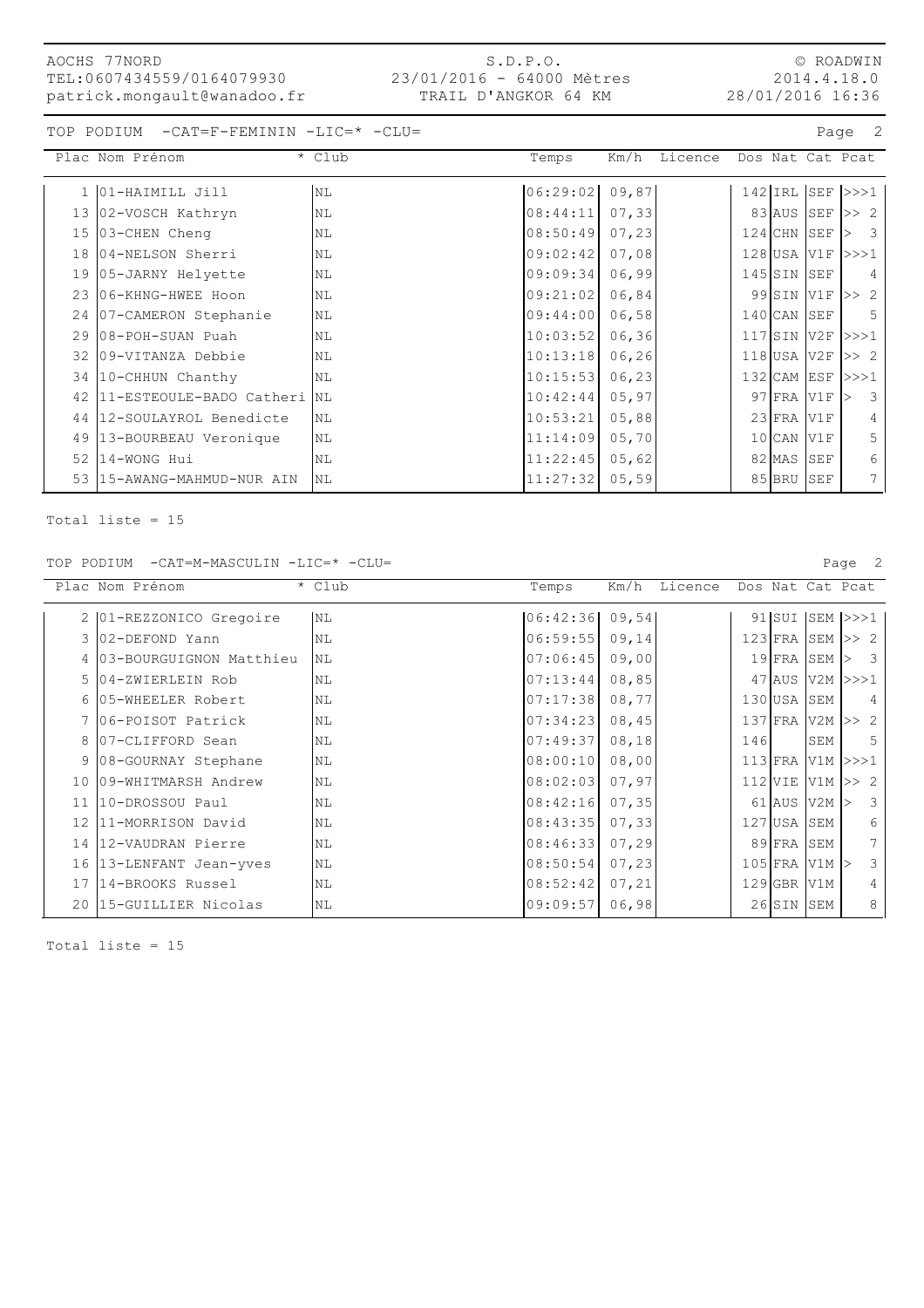AOCHS 77NORD
TEL:0607434559/0164079930
patrick.mongault@wanadoo.fr

S.D.P.O.
23/01/2016 - 64000 Mètres
TRAIL D'ANGKOR 64 KM

© ROADWIN
2014.4.18.0
28/01/2016 16:36

TOP PODIUM -CAT=F-FEMININ -LIC=* -CLU=

| Plac | Nom Prénom | * Club | Temps | Km/h | Licence | Dos | Nat | Cat | Pcat |
|---|---|---|---|---|---|---|---|---|---|
| 1 | 01-HAIMILL Jill | NL | 06:29:02 | 09,87 | | 142 | IRL | SEF | >>>1 |
| 13 | 02-VOSCH Kathryn | NL | 08:44:11 | 07,33 | | 83 | AUS | SEF | >> 2 |
| 15 | 03-CHEN Cheng | NL | 08:50:49 | 07,23 | | 124 | CHN | SEF | > 3 |
| 18 | 04-NELSON Sherri | NL | 09:02:42 | 07,08 | | 128 | USA | V1F | >>>1 |
| 19 | 05-JARNY Helyette | NL | 09:09:34 | 06,99 | | 145 | SIN | SEF | 4 |
| 23 | 06-KHNG-HWEE Hoon | NL | 09:21:02 | 06,84 | | 99 | SIN | V1F | >> 2 |
| 24 | 07-CAMERON Stephanie | NL | 09:44:00 | 06,58 | | 140 | CAN | SEF | 5 |
| 29 | 08-POH-SUAN Puah | NL | 10:03:52 | 06,36 | | 117 | SIN | V2F | >>>1 |
| 32 | 09-VITANZA Debbie | NL | 10:13:18 | 06,26 | | 118 | USA | V2F | >> 2 |
| 34 | 10-CHHUN Chanthy | NL | 10:15:53 | 06,23 | | 132 | CAM | ESF | >>>1 |
| 42 | 11-ESTEOULE-BADO Catheri | NL | 10:42:44 | 05,97 | | 97 | FRA | V1F | > 3 |
| 44 | 12-SOULAYROL Benedicte | NL | 10:53:21 | 05,88 | | 23 | FRA | V1F | 4 |
| 49 | 13-BOURBEAU Veronique | NL | 11:14:09 | 05,70 | | 10 | CAN | V1F | 5 |
| 52 | 14-WONG Hui | NL | 11:22:45 | 05,62 | | 82 | MAS | SEF | 6 |
| 53 | 15-AWANG-MAHMUD-NUR AIN | NL | 11:27:32 | 05,59 | | 85 | BRU | SEF | 7 |

Total liste = 15

TOP PODIUM -CAT=M-MASCULIN -LIC=* -CLU=

| Plac | Nom Prénom | * Club | Temps | Km/h | Licence | Dos | Nat | Cat | Pcat |
|---|---|---|---|---|---|---|---|---|---|
| 2 | 01-REZZONICO Gregoire | NL | 06:42:36 | 09,54 | | 91 | SUI | SEM | >>>1 |
| 3 | 02-DEFOND Yann | NL | 06:59:55 | 09,14 | | 123 | FRA | SEM | >> 2 |
| 4 | 03-BOURGUIGNON Matthieu | NL | 07:06:45 | 09,00 | | 19 | FRA | SEM | > 3 |
| 5 | 04-ZWIERLEIN Rob | NL | 07:13:44 | 08,85 | | 47 | AUS | V2M | >>>1 |
| 6 | 05-WHEELER Robert | NL | 07:17:38 | 08,77 | | 130 | USA | SEM | 4 |
| 7 | 06-POISOT Patrick | NL | 07:34:23 | 08,45 | | 137 | FRA | V2M | >> 2 |
| 8 | 07-CLIFFORD Sean | NL | 07:49:37 | 08,18 | | 146 | | SEM | 5 |
| 9 | 08-GOURNAY Stephane | NL | 08:00:10 | 08,00 | | 113 | FRA | V1M | >>>1 |
| 10 | 09-WHITMARSH Andrew | NL | 08:02:03 | 07,97 | | 112 | VIE | V1M | >> 2 |
| 11 | 10-DROSSOU Paul | NL | 08:42:16 | 07,35 | | 61 | AUS | V2M | > 3 |
| 12 | 11-MORRISON David | NL | 08:43:35 | 07,33 | | 127 | USA | SEM | 6 |
| 14 | 12-VAUDRAN Pierre | NL | 08:46:33 | 07,29 | | 89 | FRA | SEM | 7 |
| 16 | 13-LENFANT Jean-yves | NL | 08:50:54 | 07,23 | | 105 | FRA | V1M | > 3 |
| 17 | 14-BROOKS Russel | NL | 08:52:42 | 07,21 | | 129 | GBR | V1M | 4 |
| 20 | 15-GUILLIER Nicolas | NL | 09:09:57 | 06,98 | | 26 | SIN | SEM | 8 |

Total liste = 15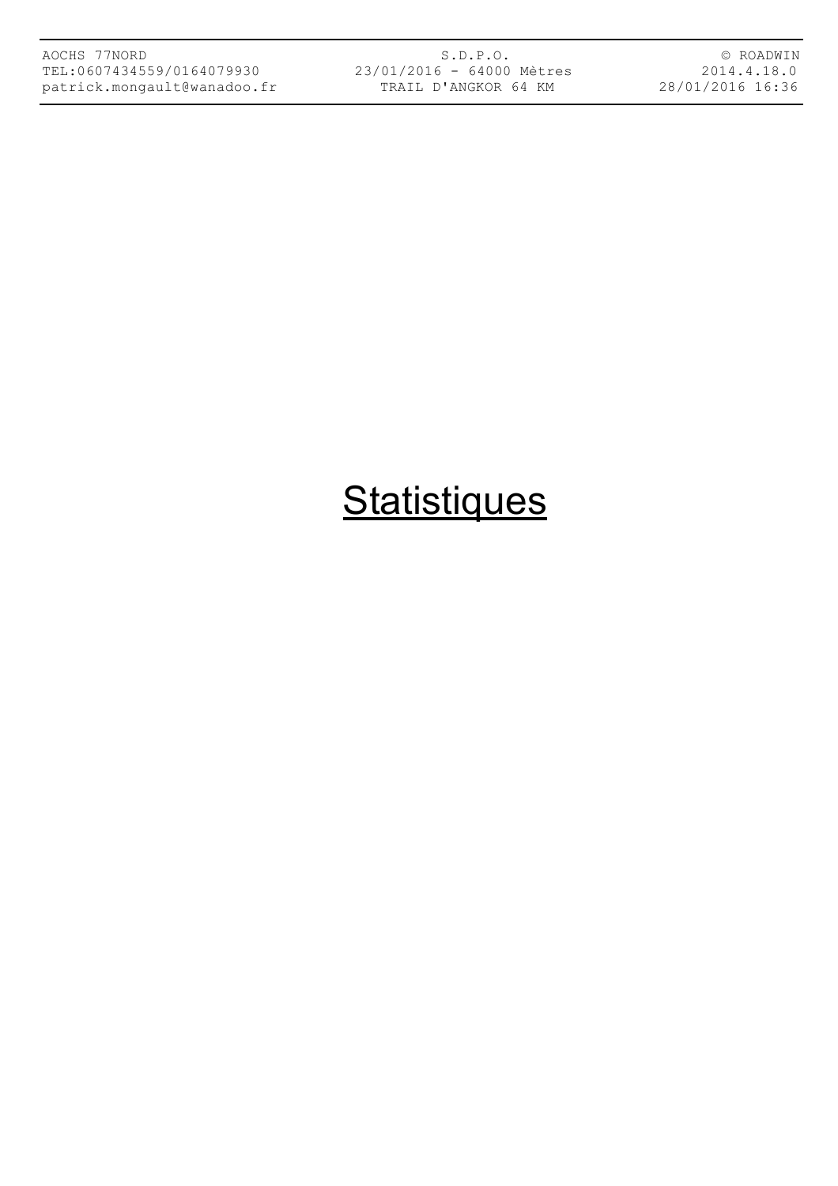# Statistiques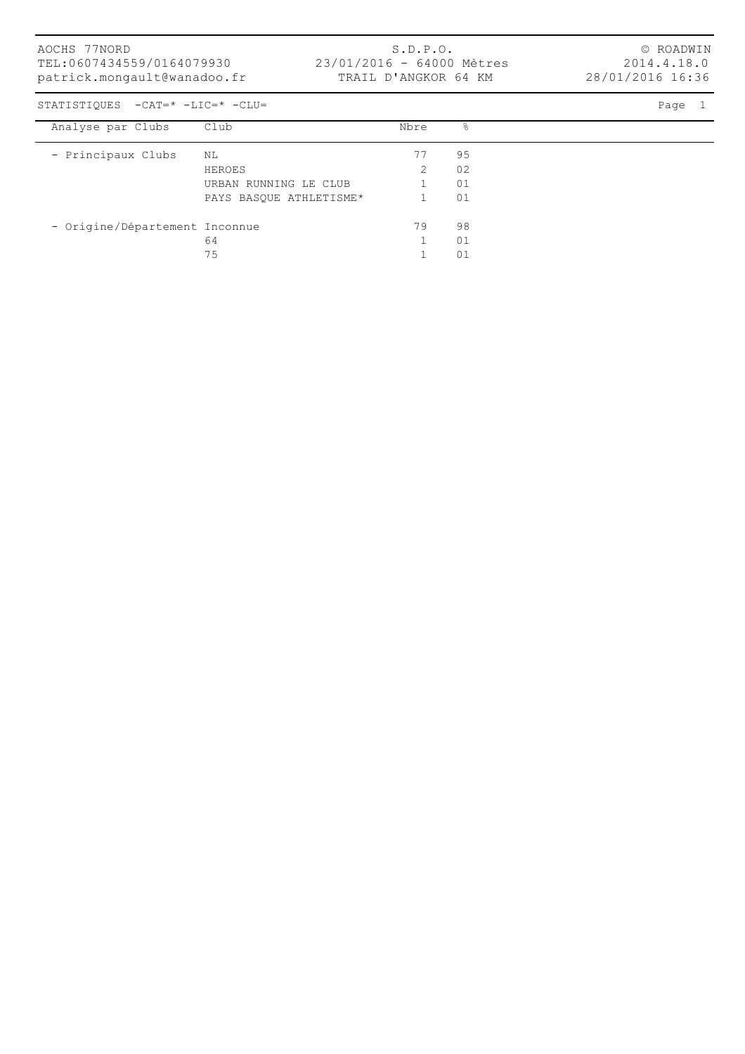AOCHS 77NORD
TEL:0607434559/0164079930
patrick.mongault@wanadoo.fr

S.D.P.O.
23/01/2016 - 64000 Mètres
TRAIL D'ANGKOR 64 KM

© ROADWIN
2014.4.18.0
28/01/2016 16:36

STATISTIQUES -CAT=* -LIC=* -CLU=

| Analyse par Clubs | Club | Nbre | % |
|---|---|---|---|
| - Principaux Clubs | NL | 77 | 95 |
| | HEROES | 2 | 02 |
| | URBAN RUNNING LE CLUB | 1 | 01 |
| | PAYS BASQUE ATHLETISME* | 1 | 01 |
| - Origine/Département | Inconnue | 79 | 98 |
| | 64 | 1 | 01 |
| | 75 | 1 | 01 |